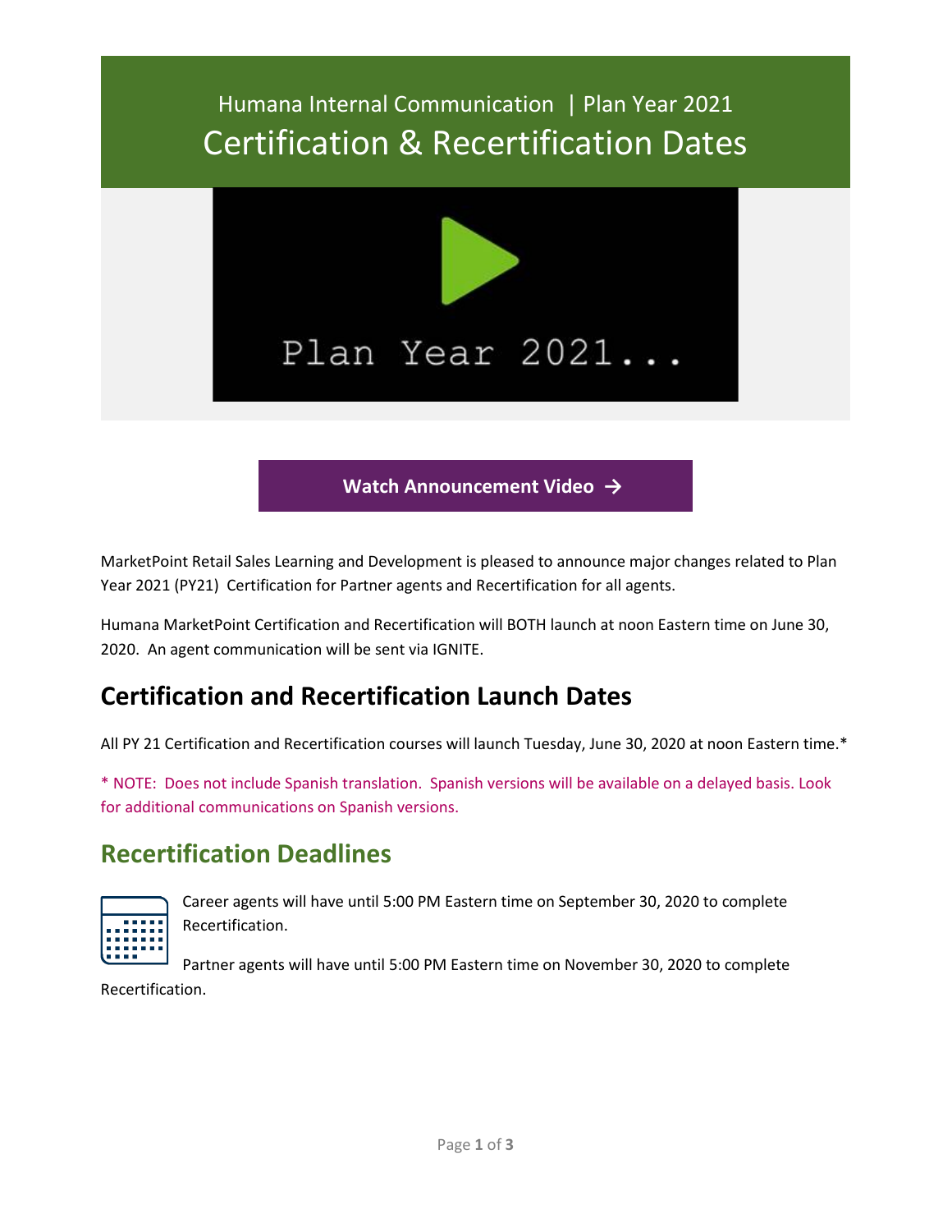Humana Internal Communication | Plan Year 2021

# Certification & Recertification Dates

Plan Year 2021...

**Watch Announcement Video →**

MarketPoint Retail Sales Learning and Development is pleased to announce major changes related to Plan Year 2021 (PY21) Certification for Partner agents and Recertification for all agents.

Humana MarketPoint Certification and Recertification will BOTH launch at noon Eastern time on June 30, 2020. An agent communication will be sent via IGNITE.

## Certification and Recertification Launch Dates

All PY 21 Certification and Recertification courses will launch Tuesday, June 30, 2020 at noon Eastern time.*

* NOTE: Does not include Spanish translation. Spanish versions will be available on a delayed basis. Look for additional communications on Spanish versions.

## Recertification Deadlines

Career agents will have until 5:00 PM Eastern time on September 30, 2020 to complete Recertification.

Partner agents will have until 5:00 PM Eastern time on November 30, 2020 to complete Recertification.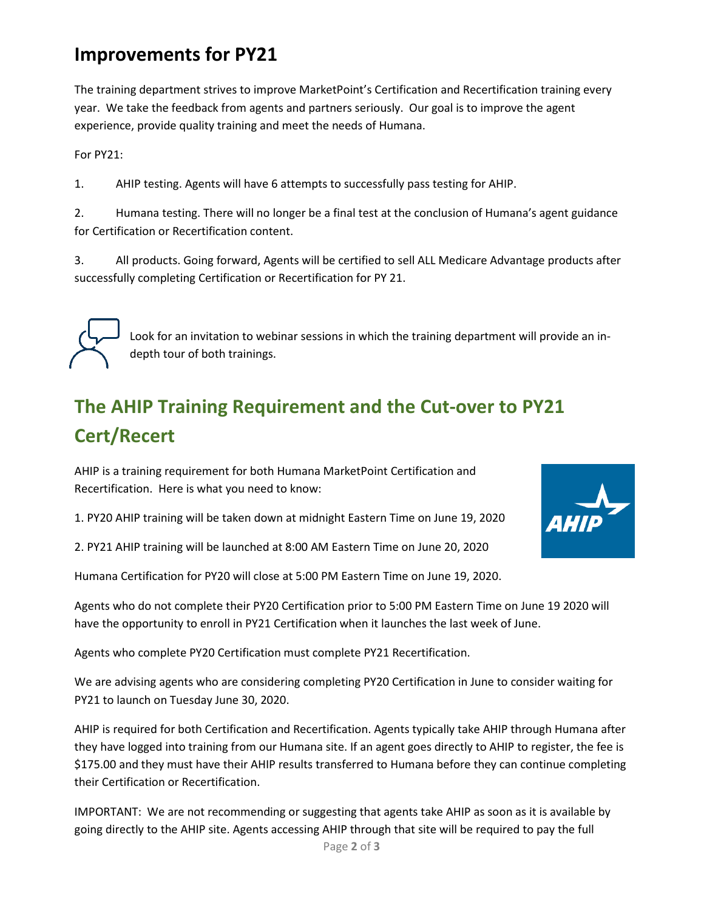## Improvements for PY21

The training department strives to improve MarketPoint's Certification and Recertification training every year. We take the feedback from agents and partners seriously. Our goal is to improve the agent experience, provide quality training and meet the needs of Humana.

For PY21:

1. AHIP testing. Agents will have 6 attempts to successfully pass testing for AHIP.

2. Humana testing. There will no longer be a final test at the conclusion of Humana's agent guidance for Certification or Recertification content.

3. All products. Going forward, Agents will be certified to sell ALL Medicare Advantage products after successfully completing Certification or Recertification for PY 21.

Look for an invitation to webinar sessions in which the training department will provide an in-depth tour of both trainings.

## The AHIP Training Requirement and the Cut-over to PY21 Cert/Recert

AHIP is a training requirement for both Humana MarketPoint Certification and Recertification. Here is what you need to know:

1. PY20 AHIP training will be taken down at midnight Eastern Time on June 19, 2020

2. PY21 AHIP training will be launched at 8:00 AM Eastern Time on June 20, 2020

Humana Certification for PY20 will close at 5:00 PM Eastern Time on June 19, 2020.

Agents who do not complete their PY20 Certification prior to 5:00 PM Eastern Time on June 19 2020 will have the opportunity to enroll in PY21 Certification when it launches the last week of June.

Agents who complete PY20 Certification must complete PY21 Recertification.

We are advising agents who are considering completing PY20 Certification in June to consider waiting for PY21 to launch on Tuesday June 30, 2020.

AHIP is required for both Certification and Recertification. Agents typically take AHIP through Humana after they have logged into training from our Humana site. If an agent goes directly to AHIP to register, the fee is $175.00 and they must have their AHIP results transferred to Humana before they can continue completing their Certification or Recertification.

IMPORTANT: We are not recommending or suggesting that agents take AHIP as soon as it is available by going directly to the AHIP site. Agents accessing AHIP through that site will be required to pay the full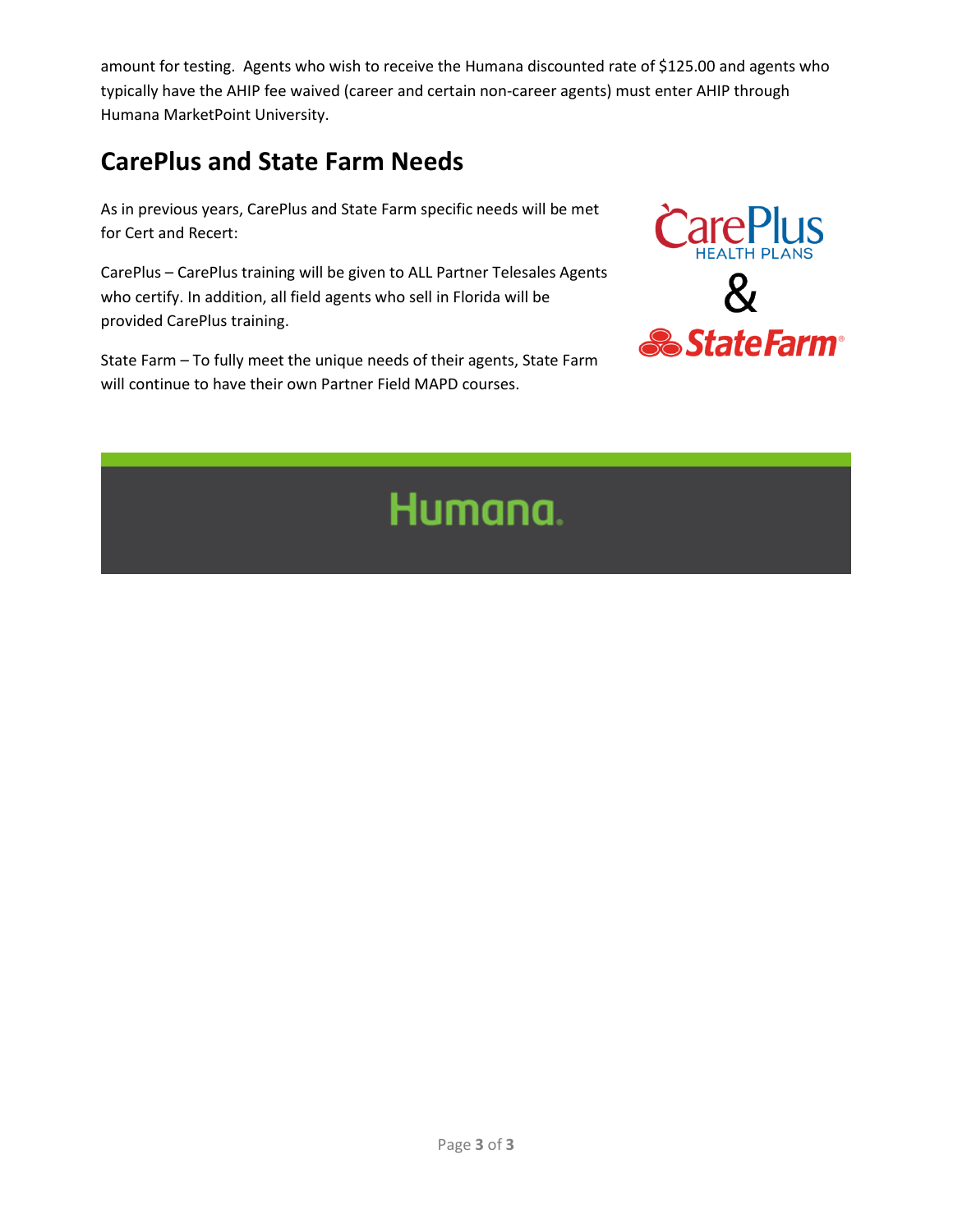amount for testing. Agents who wish to receive the Humana discounted rate of $125.00 and agents who typically have the AHIP fee waived (career and certain non-career agents) must enter AHIP through Humana MarketPoint University.

## CarePlus and State Farm Needs

As in previous years, CarePlus and State Farm specific needs will be met for Cert and Recert:

CarePlus – CarePlus training will be given to ALL Partner Telesales Agents who certify. In addition, all field agents who sell in Florida will be provided CarePlus training.

State Farm – To fully meet the unique needs of their agents, State Farm will continue to have their own Partner Field MAPD courses.